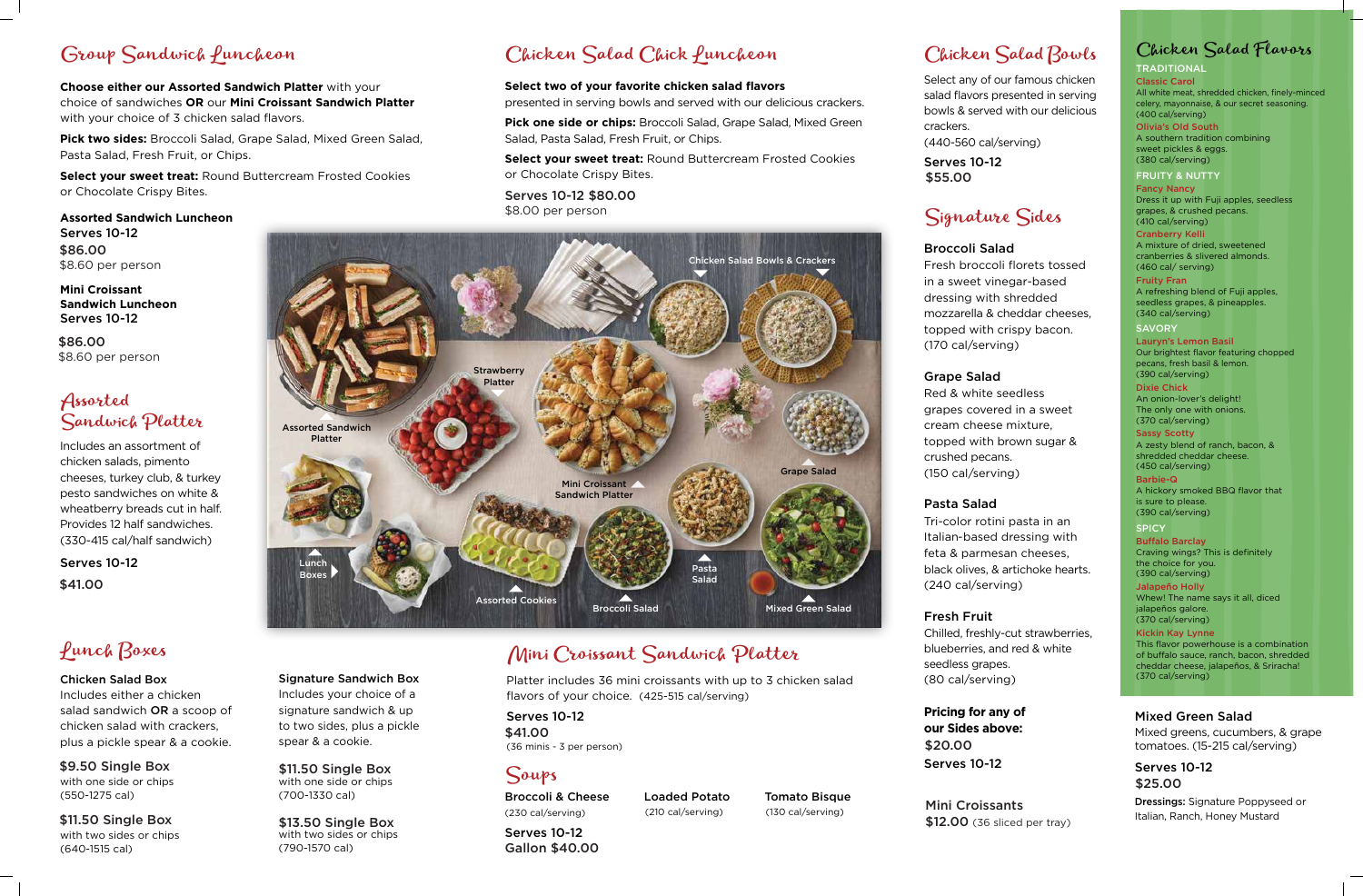## Group Sandwich Luncheon

**Choose either our Assorted Sandwich Platter** with your choice of sandwiches **OR** our **Mini Croissant Sandwich Platter** with your choice of 3 chicken salad flavors.

**Pick two sides:** Broccoli Salad, Grape Salad, Mixed Green Salad, Pasta Salad, Fresh Fruit, or Chips.

**Select your sweet treat:** Round Buttercream Frosted Cookies or Chocolate Crispy Bites.

**Assorted Sandwich Luncheon**
Serves 10-12
$86.00
$8.60 per person

**Mini Croissant Sandwich Luncheon**
Serves 10-12
$86.00
$8.60 per person

## Assorted Sandwich Platter

Includes an assortment of chicken salads, pimento cheeses, turkey club, & turkey pesto sandwiches on white & wheatberry breads cut in half. Provides 12 half sandwiches. (330-415 cal/half sandwich)

Serves 10-12
$41.00

## Lunch Boxes

**Chicken Salad Box**
Includes either a chicken salad sandwich **OR** a scoop of chicken salad with crackers, plus a pickle spear & a cookie.

$9.50 Single Box
with one side or chips
(550-1275 cal)

$11.50 Single Box
with two sides or chips
(640-1515 cal)

**Signature Sandwich Box**
Includes your choice of a signature sandwich & up to two sides, plus a pickle spear & a cookie.

$11.50 Single Box
with one side or chips
(700-1330 cal)

$13.50 Single Box
with two sides or chips
(790-1570 cal)

## Chicken Salad Chick Luncheon

**Select two of your favorite chicken salad flavors** presented in serving bowls and served with our delicious crackers.

**Pick one side or chips:** Broccoli Salad, Grape Salad, Mixed Green Salad, Pasta Salad, Fresh Fruit, or Chips.

**Select your sweet treat:** Round Buttercream Frosted Cookies or Chocolate Crispy Bites.

Serves 10-12 $80.00
$8.00 per person

Chicken Salad Bowls & Crackers · Strawberry Platter · Assorted Sandwich Platter · Grape Salad · Mini Croissant Sandwich Platter · Lunch Boxes · Pasta Salad · Assorted Cookies · Broccoli Salad · Mixed Green Salad

## Mini Croissant Sandwich Platter

Platter includes 36 mini croissants with up to 3 chicken salad flavors of your choice. (425-515 cal/serving)

Serves 10-12
$41.00
(36 minis - 3 per person)

## Soups

**Broccoli & Cheese** (230 cal/serving)

**Loaded Potato** (210 cal/serving)

**Tomato Bisque** (130 cal/serving)

Serves 10-12
Gallon $40.00

## Chicken Salad Bowls

Select any of our famous chicken salad flavors presented in serving bowls & served with our delicious crackers.
(440-560 cal/serving)

Serves 10-12
$55.00

## Signature Sides

**Broccoli Salad**
Fresh broccoli florets tossed in a sweet vinegar-based dressing with shredded mozzarella & cheddar cheeses, topped with crispy bacon.
(170 cal/serving)

**Grape Salad**
Red & white seedless grapes covered in a sweet cream cheese mixture, topped with brown sugar & crushed pecans.
(150 cal/serving)

**Pasta Salad**
Tri-color rotini pasta in an Italian-based dressing with feta & parmesan cheeses, black olives, & artichoke hearts.
(240 cal/serving)

**Fresh Fruit**
Chilled, freshly-cut strawberries, blueberries, and red & white seedless grapes.
(80 cal/serving)

**Pricing for any of our Sides above:**
$20.00
Serves 10-12

**Mini Croissants**
$12.00 (36 sliced per tray)

## Chicken Salad Flavors

### TRADITIONAL

**Classic Carol**
All white meat, shredded chicken, finely-minced celery, mayonnaise, & our secret seasoning.
(400 cal/serving)

**Olivia's Old South**
A southern tradition combining sweet pickles & eggs.
(380 cal/serving)

### FRUITY & NUTTY

**Fancy Nancy**
Dress it up with Fuji apples, seedless grapes, & crushed pecans.
(410 cal/serving)

**Cranberry Kelli**
A mixture of dried, sweetened cranberries & slivered almonds.
(460 cal/ serving)

**Fruity Fran**
A refreshing blend of Fuji apples, seedless grapes, & pineapples.
(340 cal/serving)

### SAVORY

**Lauryn's Lemon Basil**
Our brightest flavor featuring chopped pecans, fresh basil & lemon.
(390 cal/serving)

**Dixie Chick**
An onion-lover's delight!
The only one with onions.
(370 cal/serving)

**Sassy Scotty**
A zesty blend of ranch, bacon, & shredded cheddar cheese.
(450 cal/serving)

**Barbie-Q**
A hickory smoked BBQ flavor that is sure to please.
(390 cal/serving)

### SPICY

**Buffalo Barclay**
Craving wings? This is definitely the choice for you.
(390 cal/serving)

**Jalapeño Holly**
Whew! The name says it all, diced jalapeños galore.
(370 cal/serving)

**Kickin Kay Lynne**
This flavor powerhouse is a combination of buffalo sauce, ranch, bacon, shredded cheddar cheese, jalapeños, & Sriracha!
(370 cal/serving)

**Mixed Green Salad**
Mixed greens, cucumbers, & grape tomatoes. (15-215 cal/serving)

Serves 10-12
$25.00

**Dressings:** Signature Poppyseed or Italian, Ranch, Honey Mustard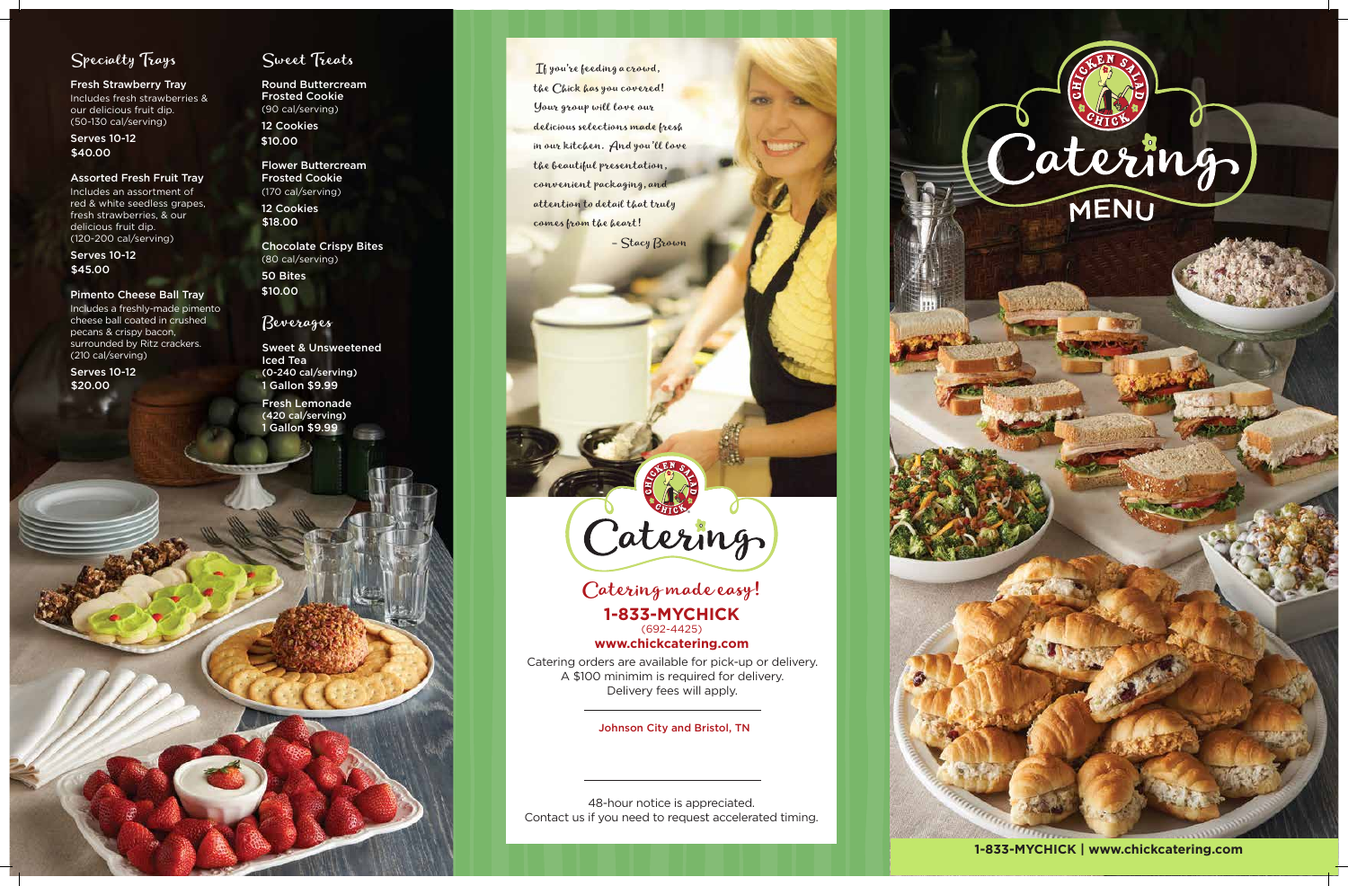## Specialty Trays

**Fresh Strawberry Tray**
Includes fresh strawberries & our delicious fruit dip.
(50-130 cal/serving)

Serves 10-12
$40.00

**Assorted Fresh Fruit Tray**
Includes an assortment of red & white seedless grapes, fresh strawberries, & our delicious fruit dip.
(120-200 cal/serving)

Serves 10-12
$45.00

**Pimento Cheese Ball Tray**
Includes a freshly-made pimento cheese ball coated in crushed pecans & crispy bacon, surrounded by Ritz crackers.
(210 cal/serving)

Serves 10-12
$20.00

## Sweet Treats

**Round Buttercream Frosted Cookie**
(90 cal/serving)

12 Cookies
$10.00

**Flower Buttercream Frosted Cookie**
(170 cal/serving)

12 Cookies
$18.00

**Chocolate Crispy Bites**
(80 cal/serving)

50 Bites
$10.00

## Beverages

**Sweet & Unsweetened Iced Tea**
(0-240 cal/serving)
1 Gallon $9.99

**Fresh Lemonade**
(420 cal/serving)
1 Gallon $9.99

*If you're feeding a crowd, the Chick has you covered! Your group will love our delicious selections made fresh in our kitchen. And you'll love the beautiful presentation, convenient packaging, and attention to detail that truly comes from the heart!*

*– Stacy Brown*

Chicken Salad Chick

# Catering

*Catering made easy!*

**1-833-MYCHICK**
(692-4425)
**www.chickcatering.com**

Catering orders are available for pick-up or delivery.
A $100 minimim is required for delivery.
Delivery fees will apply.

Johnson City and Bristol, TN

48-hour notice is appreciated.
Contact us if you need to request accelerated timing.

Chicken Salad Chick

# Catering MENU

**1-833-MYCHICK | www.chickcatering.com**